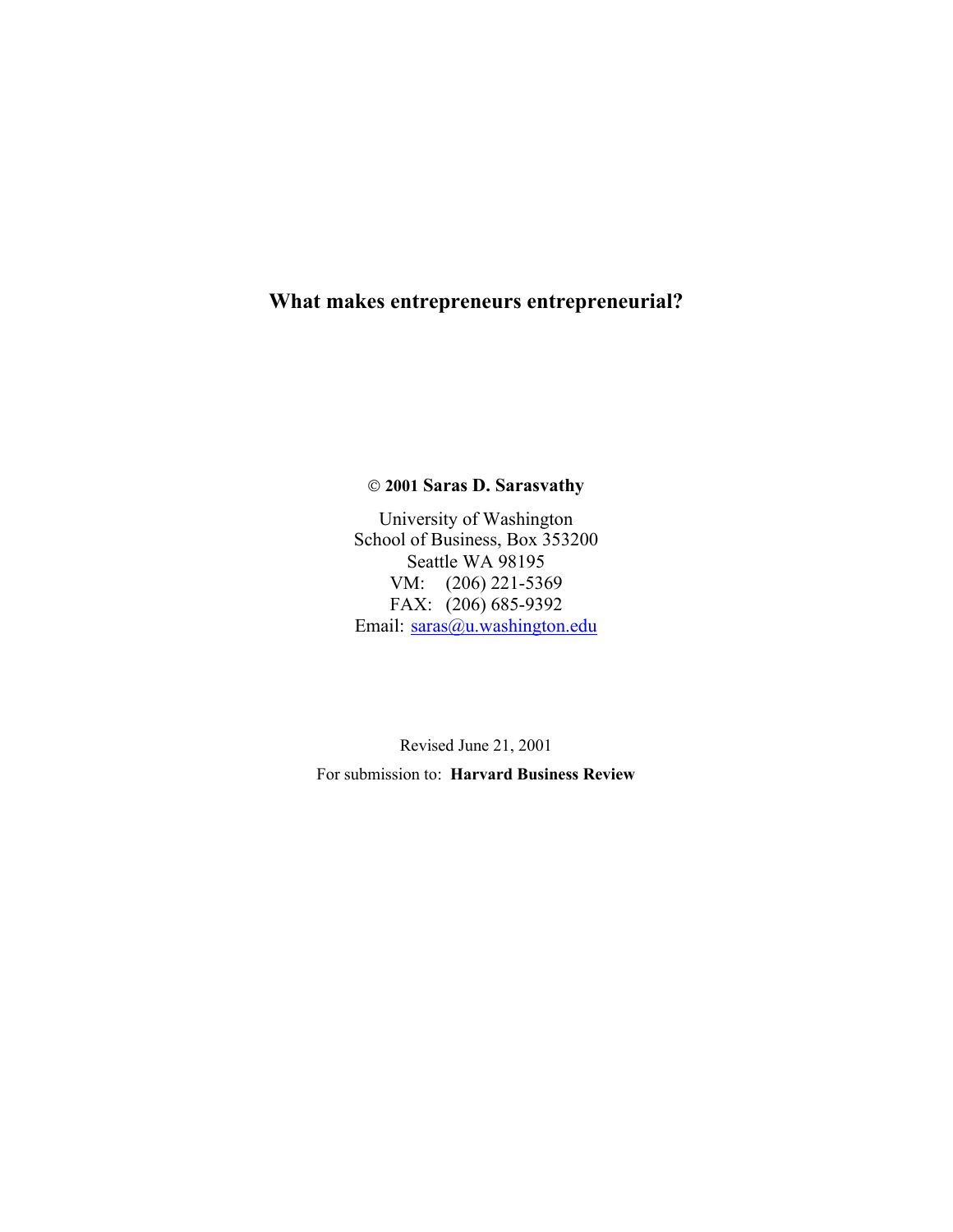# What makes entrepreneurs entrepreneurial?

**© 2001 Saras D. Sarasvathy**

University of Washington
School of Business, Box 353200
Seattle WA 98195
VM: (206) 221-5369
FAX: (206) 685-9392
Email: saras@u.washington.edu

Revised June 21, 2001

For submission to: **Harvard Business Review**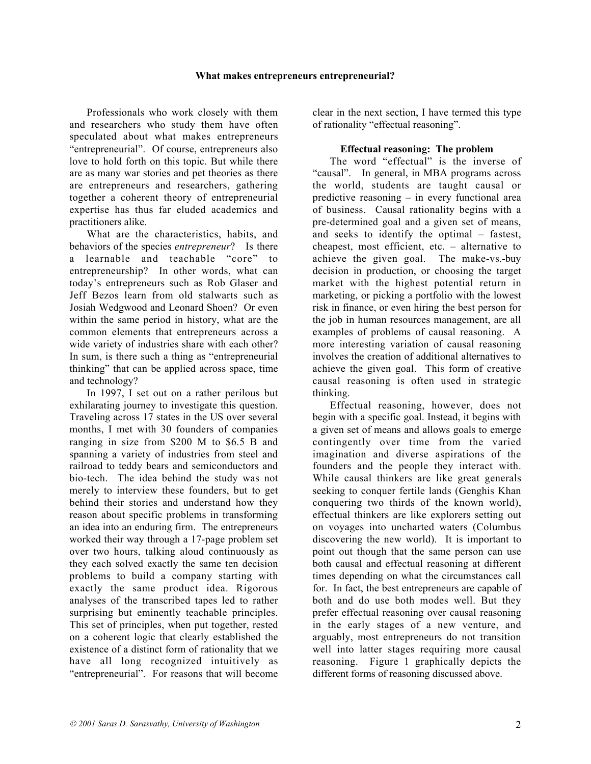## What makes entrepreneurs entrepreneurial?

Professionals who work closely with them and researchers who study them have often speculated about what makes entrepreneurs "entrepreneurial". Of course, entrepreneurs also love to hold forth on this topic. But while there are as many war stories and pet theories as there are entrepreneurs and researchers, gathering together a coherent theory of entrepreneurial expertise has thus far eluded academics and practitioners alike.

What are the characteristics, habits, and behaviors of the species *entrepreneur*? Is there a learnable and teachable "core" to entrepreneurship? In other words, what can today's entrepreneurs such as Rob Glaser and Jeff Bezos learn from old stalwarts such as Josiah Wedgwood and Leonard Shoen? Or even within the same period in history, what are the common elements that entrepreneurs across a wide variety of industries share with each other? In sum, is there such a thing as "entrepreneurial thinking" that can be applied across space, time and technology?

In 1997, I set out on a rather perilous but exhilarating journey to investigate this question. Traveling across 17 states in the US over several months, I met with 30 founders of companies ranging in size from \$200 M to \$6.5 B and spanning a variety of industries from steel and railroad to teddy bears and semiconductors and bio-tech. The idea behind the study was not merely to interview these founders, but to get behind their stories and understand how they reason about specific problems in transforming an idea into an enduring firm. The entrepreneurs worked their way through a 17-page problem set over two hours, talking aloud continuously as they each solved exactly the same ten decision problems to build a company starting with exactly the same product idea. Rigorous analyses of the transcribed tapes led to rather surprising but eminently teachable principles. This set of principles, when put together, rested on a coherent logic that clearly established the existence of a distinct form of rationality that we have all long recognized intuitively as "entrepreneurial". For reasons that will become clear in the next section, I have termed this type of rationality "effectual reasoning".

### Effectual reasoning: The problem

The word "effectual" is the inverse of "causal". In general, in MBA programs across the world, students are taught causal or predictive reasoning – in every functional area of business. Causal rationality begins with a pre-determined goal and a given set of means, and seeks to identify the optimal – fastest, cheapest, most efficient, etc. – alternative to achieve the given goal. The make-vs.-buy decision in production, or choosing the target market with the highest potential return in marketing, or picking a portfolio with the lowest risk in finance, or even hiring the best person for the job in human resources management, are all examples of problems of causal reasoning. A more interesting variation of causal reasoning involves the creation of additional alternatives to achieve the given goal. This form of creative causal reasoning is often used in strategic thinking.

Effectual reasoning, however, does not begin with a specific goal. Instead, it begins with a given set of means and allows goals to emerge contingently over time from the varied imagination and diverse aspirations of the founders and the people they interact with. While causal thinkers are like great generals seeking to conquer fertile lands (Genghis Khan conquering two thirds of the known world), effectual thinkers are like explorers setting out on voyages into uncharted waters (Columbus discovering the new world). It is important to point out though that the same person can use both causal and effectual reasoning at different times depending on what the circumstances call for. In fact, the best entrepreneurs are capable of both and do use both modes well. But they prefer effectual reasoning over causal reasoning in the early stages of a new venture, and arguably, most entrepreneurs do not transition well into latter stages requiring more causal reasoning. Figure 1 graphically depicts the different forms of reasoning discussed above.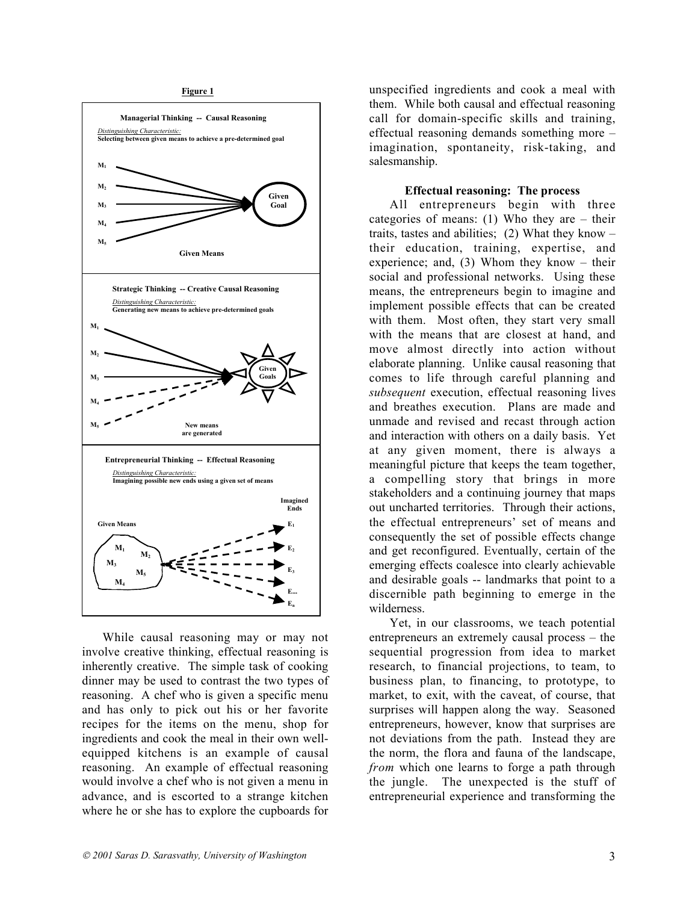**Figure 1**

**Managerial Thinking -- Causal Reasoning**

*Distinguishing Characteristic:*
**Selecting between given means to achieve a pre-determined goal**

$M_1$
$M_2$
$M_3$
$M_4$
$M_5$

Given Goal

Given Means

**Strategic Thinking -- Creative Causal Reasoning**

*Distinguishing Characteristic:*
**Generating new means to achieve pre-determined goals**

$M_1$
$M_2$
$M_3$
$M_4$
$M_5$

Given Goals

New means are generated

**Entrepreneurial Thinking -- Effectual Reasoning**

*Distinguishing Characteristic:*
**Imagining possible new ends using a given set of means**

Imagined Ends

Given Means

$M_1$ $M_2$ $M_3$ $M_5$ $M_4$

$E_1$
$E_2$
$E_3$
E...
$E_n$

While causal reasoning may or may not involve creative thinking, effectual reasoning is inherently creative. The simple task of cooking dinner may be used to contrast the two types of reasoning. A chef who is given a specific menu and has only to pick out his or her favorite recipes for the items on the menu, shop for ingredients and cook the meal in their own well-equipped kitchens is an example of causal reasoning. An example of effectual reasoning would involve a chef who is not given a menu in advance, and is escorted to a strange kitchen where he or she has to explore the cupboards for unspecified ingredients and cook a meal with them. While both causal and effectual reasoning call for domain-specific skills and training, effectual reasoning demands something more – imagination, spontaneity, risk-taking, and salesmanship.

### Effectual reasoning: The process

All entrepreneurs begin with three categories of means: (1) Who they are – their traits, tastes and abilities; (2) What they know – their education, training, expertise, and experience; and, (3) Whom they know – their social and professional networks. Using these means, the entrepreneurs begin to imagine and implement possible effects that can be created with them. Most often, they start very small with the means that are closest at hand, and move almost directly into action without elaborate planning. Unlike causal reasoning that comes to life through careful planning and *subsequent* execution, effectual reasoning lives and breathes execution. Plans are made and unmade and revised and recast through action and interaction with others on a daily basis. Yet at any given moment, there is always a meaningful picture that keeps the team together, a compelling story that brings in more stakeholders and a continuing journey that maps out uncharted territories. Through their actions, the effectual entrepreneurs' set of means and consequently the set of possible effects change and get reconfigured. Eventually, certain of the emerging effects coalesce into clearly achievable and desirable goals -- landmarks that point to a discernible path beginning to emerge in the wilderness.

Yet, in our classrooms, we teach potential entrepreneurs an extremely causal process – the sequential progression from idea to market research, to financial projections, to team, to business plan, to financing, to prototype, to market, to exit, with the caveat, of course, that surprises will happen along the way. Seasoned entrepreneurs, however, know that surprises are not deviations from the path. Instead they are the norm, the flora and fauna of the landscape, *from* which one learns to forge a path through the jungle. The unexpected is the stuff of entrepreneurial experience and transforming the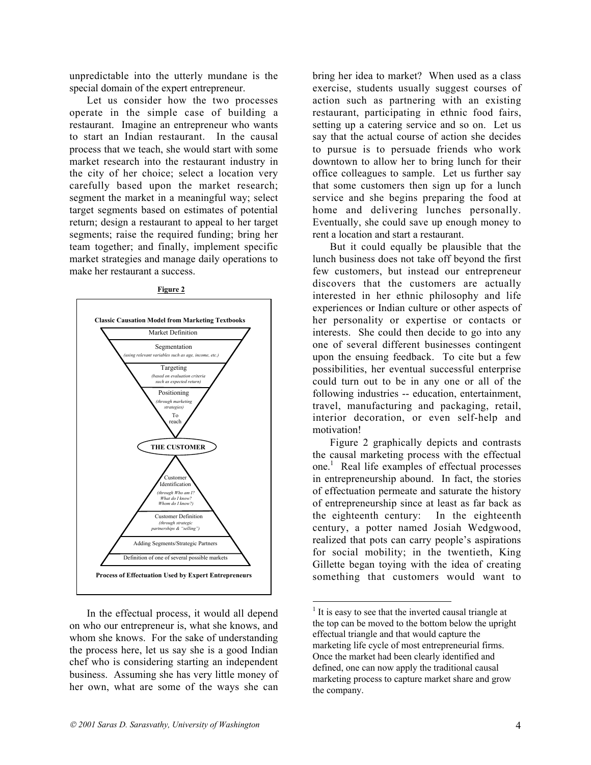unpredictable into the utterly mundane is the special domain of the expert entrepreneur.

Let us consider how the two processes operate in the simple case of building a restaurant. Imagine an entrepreneur who wants to start an Indian restaurant. In the causal process that we teach, she would start with some market research into the restaurant industry in the city of her choice; select a location very carefully based upon the market research; segment the market in a meaningful way; select target segments based on estimates of potential return; design a restaurant to appeal to her target segments; raise the required funding; bring her team together; and finally, implement specific market strategies and manage daily operations to make her restaurant a success.

**Figure 2**

**Classic Causation Model from Marketing Textbooks**

Market Definition

Segmentation
*(using relevant variables such as age, income, etc.)*

Targeting
*(based on evaluation criteria such as expected return)*

Positioning
*(through marketing strategies)*
To reach

**THE CUSTOMER**

Customer Identification
*(through Who am I? What do I know? Whom do I know?)*

Customer Definition
*(through strategic partnerships & "selling")*

Adding Segments/Strategic Partners

Definition of one of several possible markets

**Process of Effectuation Used by Expert Entrepreneurs**

In the effectual process, it would all depend on who our entrepreneur is, what she knows, and whom she knows. For the sake of understanding the process here, let us say she is a good Indian chef who is considering starting an independent business. Assuming she has very little money of her own, what are some of the ways she can bring her idea to market? When used as a class exercise, students usually suggest courses of action such as partnering with an existing restaurant, participating in ethnic food fairs, setting up a catering service and so on. Let us say that the actual course of action she decides to pursue is to persuade friends who work downtown to allow her to bring lunch for their office colleagues to sample. Let us further say that some customers then sign up for a lunch service and she begins preparing the food at home and delivering lunches personally. Eventually, she could save up enough money to rent a location and start a restaurant.

But it could equally be plausible that the lunch business does not take off beyond the first few customers, but instead our entrepreneur discovers that the customers are actually interested in her ethnic philosophy and life experiences or Indian culture or other aspects of her personality or expertise or contacts or interests. She could then decide to go into any one of several different businesses contingent upon the ensuing feedback. To cite but a few possibilities, her eventual successful enterprise could turn out to be in any one or all of the following industries -- education, entertainment, travel, manufacturing and packaging, retail, interior decoration, or even self-help and motivation!

Figure 2 graphically depicts and contrasts the causal marketing process with the effectual one.[1] Real life examples of effectual processes in entrepreneurship abound. In fact, the stories of effectuation permeate and saturate the history of entrepreneurship since at least as far back as the eighteenth century: In the eighteenth century, a potter named Josiah Wedgwood, realized that pots can carry people's aspirations for social mobility; in the twentieth, King Gillette began toying with the idea of creating something that customers would want to

---

[1] It is easy to see that the inverted causal triangle at the top can be moved to the bottom below the upright effectual triangle and that would capture the marketing life cycle of most entrepreneurial firms. Once the market had been clearly identified and defined, one can now apply the traditional causal marketing process to capture market share and grow the company.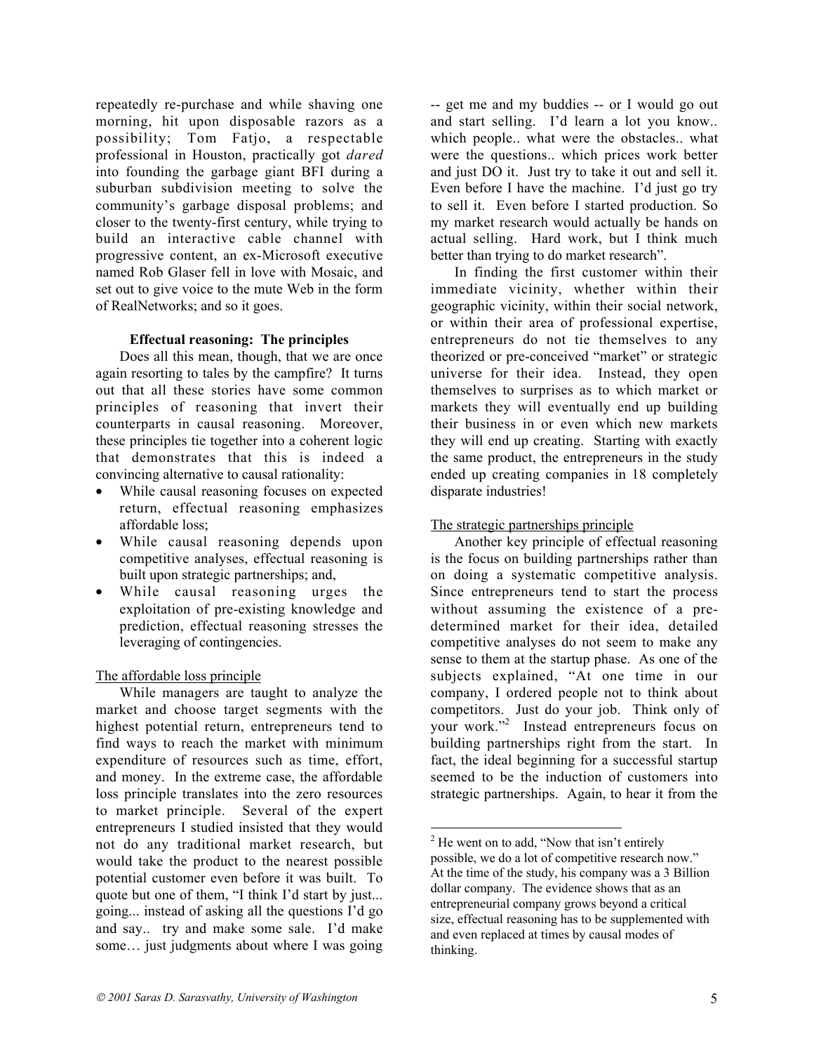repeatedly re-purchase and while shaving one morning, hit upon disposable razors as a possibility; Tom Fatjo, a respectable professional in Houston, practically got *dared* into founding the garbage giant BFI during a suburban subdivision meeting to solve the community's garbage disposal problems; and closer to the twenty-first century, while trying to build an interactive cable channel with progressive content, an ex-Microsoft executive named Rob Glaser fell in love with Mosaic, and set out to give voice to the mute Web in the form of RealNetworks; and so it goes.

**Effectual reasoning: The principles**

Does all this mean, though, that we are once again resorting to tales by the campfire? It turns out that all these stories have some common principles of reasoning that invert their counterparts in causal reasoning. Moreover, these principles tie together into a coherent logic that demonstrates that this is indeed a convincing alternative to causal rationality:

- While causal reasoning focuses on expected return, effectual reasoning emphasizes affordable loss;
- While causal reasoning depends upon competitive analyses, effectual reasoning is built upon strategic partnerships; and,
- While causal reasoning urges the exploitation of pre-existing knowledge and prediction, effectual reasoning stresses the leveraging of contingencies.

<u>The affordable loss principle</u>

While managers are taught to analyze the market and choose target segments with the highest potential return, entrepreneurs tend to find ways to reach the market with minimum expenditure of resources such as time, effort, and money. In the extreme case, the affordable loss principle translates into the zero resources to market principle. Several of the expert entrepreneurs I studied insisted that they would not do any traditional market research, but would take the product to the nearest possible potential customer even before it was built. To quote but one of them, "I think I'd start by just... going... instead of asking all the questions I'd go and say.. try and make some sale. I'd make some… just judgments about where I was going -- get me and my buddies -- or I would go out and start selling. I'd learn a lot you know.. which people.. what were the obstacles.. what were the questions.. which prices work better and just DO it. Just try to take it out and sell it. Even before I have the machine. I'd just go try to sell it. Even before I started production. So my market research would actually be hands on actual selling. Hard work, but I think much better than trying to do market research".

In finding the first customer within their immediate vicinity, whether within their geographic vicinity, within their social network, or within their area of professional expertise, entrepreneurs do not tie themselves to any theorized or pre-conceived "market" or strategic universe for their idea. Instead, they open themselves to surprises as to which market or markets they will eventually end up building their business in or even which new markets they will end up creating. Starting with exactly the same product, the entrepreneurs in the study ended up creating companies in 18 completely disparate industries!

<u>The strategic partnerships principle</u>

Another key principle of effectual reasoning is the focus on building partnerships rather than on doing a systematic competitive analysis. Since entrepreneurs tend to start the process without assuming the existence of a pre-determined market for their idea, detailed competitive analyses do not seem to make any sense to them at the startup phase. As one of the subjects explained, "At one time in our company, I ordered people not to think about competitors. Just do your job. Think only of your work."[2] Instead entrepreneurs focus on building partnerships right from the start. In fact, the ideal beginning for a successful startup seemed to be the induction of customers into strategic partnerships. Again, to hear it from the

[2] He went on to add, "Now that isn't entirely possible, we do a lot of competitive research now." At the time of the study, his company was a 3 Billion dollar company. The evidence shows that as an entrepreneurial company grows beyond a critical size, effectual reasoning has to be supplemented with and even replaced at times by causal modes of thinking.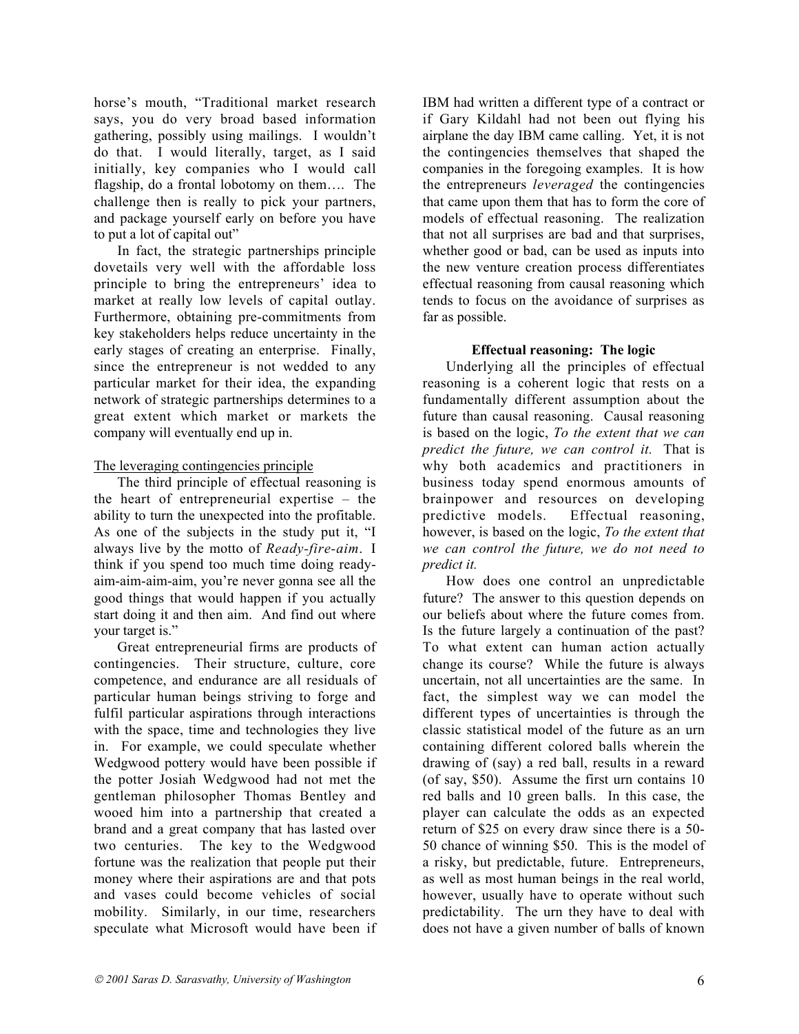horse's mouth, "Traditional market research says, you do very broad based information gathering, possibly using mailings. I wouldn't do that. I would literally, target, as I said initially, key companies who I would call flagship, do a frontal lobotomy on them…. The challenge then is really to pick your partners, and package yourself early on before you have to put a lot of capital out"

In fact, the strategic partnerships principle dovetails very well with the affordable loss principle to bring the entrepreneurs' idea to market at really low levels of capital outlay. Furthermore, obtaining pre-commitments from key stakeholders helps reduce uncertainty in the early stages of creating an enterprise. Finally, since the entrepreneur is not wedded to any particular market for their idea, the expanding network of strategic partnerships determines to a great extent which market or markets the company will eventually end up in.

The leveraging contingencies principle

The third principle of effectual reasoning is the heart of entrepreneurial expertise – the ability to turn the unexpected into the profitable. As one of the subjects in the study put it, "I always live by the motto of *Ready-fire-aim*. I think if you spend too much time doing ready-aim-aim-aim-aim, you're never gonna see all the good things that would happen if you actually start doing it and then aim. And find out where your target is."

Great entrepreneurial firms are products of contingencies. Their structure, culture, core competence, and endurance are all residuals of particular human beings striving to forge and fulfil particular aspirations through interactions with the space, time and technologies they live in. For example, we could speculate whether Wedgwood pottery would have been possible if the potter Josiah Wedgwood had not met the gentleman philosopher Thomas Bentley and wooed him into a partnership that created a brand and a great company that has lasted over two centuries. The key to the Wedgwood fortune was the realization that people put their money where their aspirations are and that pots and vases could become vehicles of social mobility. Similarly, in our time, researchers speculate what Microsoft would have been if IBM had written a different type of a contract or if Gary Kildahl had not been out flying his airplane the day IBM came calling. Yet, it is not the contingencies themselves that shaped the companies in the foregoing examples. It is how the entrepreneurs *leveraged* the contingencies that came upon them that has to form the core of models of effectual reasoning. The realization that not all surprises are bad and that surprises, whether good or bad, can be used as inputs into the new venture creation process differentiates effectual reasoning from causal reasoning which tends to focus on the avoidance of surprises as far as possible.

**Effectual reasoning: The logic**

Underlying all the principles of effectual reasoning is a coherent logic that rests on a fundamentally different assumption about the future than causal reasoning. Causal reasoning is based on the logic, *To the extent that we can predict the future, we can control it.* That is why both academics and practitioners in business today spend enormous amounts of brainpower and resources on developing predictive models. Effectual reasoning, however, is based on the logic, *To the extent that we can control the future, we do not need to predict it.*

How does one control an unpredictable future? The answer to this question depends on our beliefs about where the future comes from. Is the future largely a continuation of the past? To what extent can human action actually change its course? While the future is always uncertain, not all uncertainties are the same. In fact, the simplest way we can model the different types of uncertainties is through the classic statistical model of the future as an urn containing different colored balls wherein the drawing of (say) a red ball, results in a reward (of say, $50). Assume the first urn contains 10 red balls and 10 green balls. In this case, the player can calculate the odds as an expected return of $25 on every draw since there is a 50-50 chance of winning $50. This is the model of a risky, but predictable, future. Entrepreneurs, as well as most human beings in the real world, however, usually have to operate without such predictability. The urn they have to deal with does not have a given number of balls of known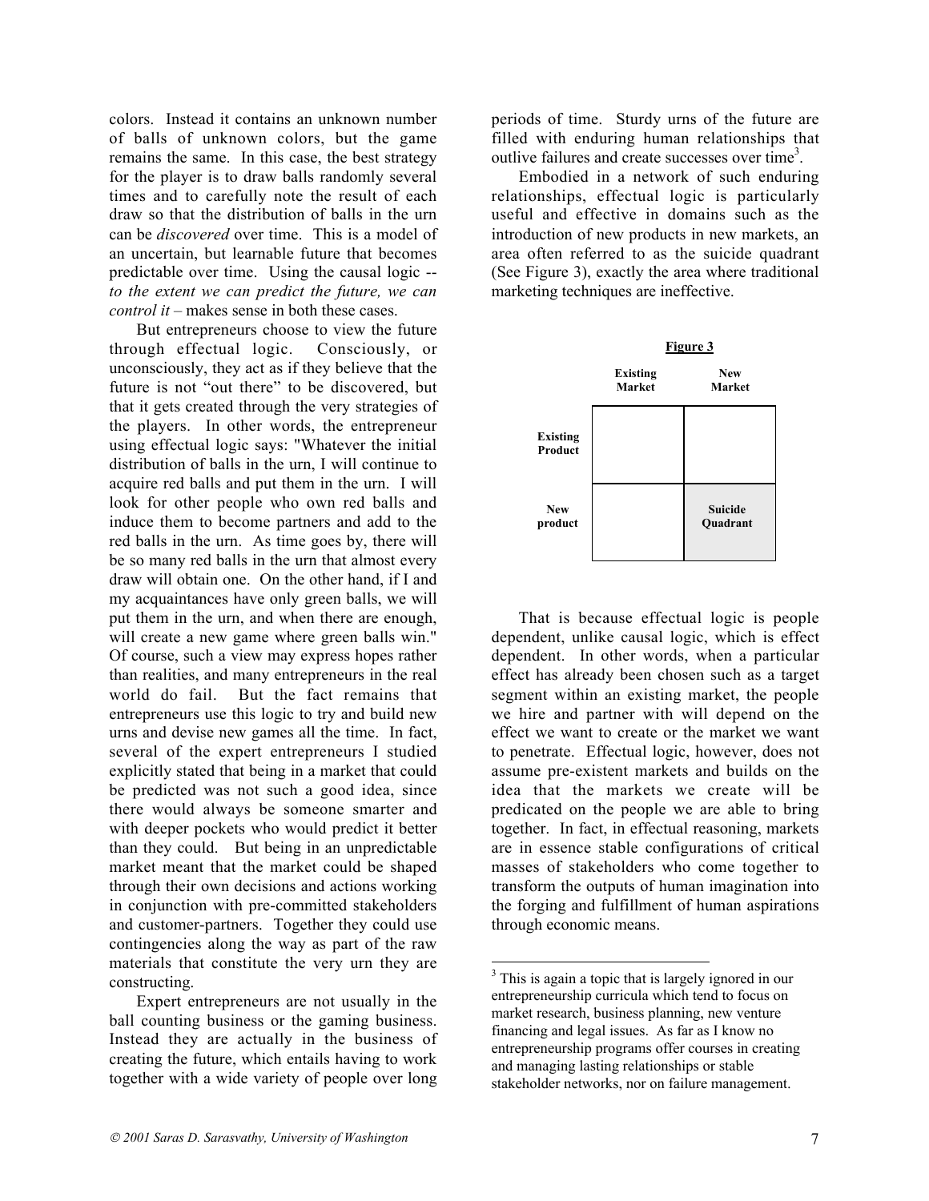colors. Instead it contains an unknown number of balls of unknown colors, but the game remains the same. In this case, the best strategy for the player is to draw balls randomly several times and to carefully note the result of each draw so that the distribution of balls in the urn can be *discovered* over time. This is a model of an uncertain, but learnable future that becomes predictable over time. Using the causal logic -- *to the extent we can predict the future, we can control it* – makes sense in both these cases.

But entrepreneurs choose to view the future through effectual logic. Consciously, or unconsciously, they act as if they believe that the future is not "out there" to be discovered, but that it gets created through the very strategies of the players. In other words, the entrepreneur using effectual logic says: "Whatever the initial distribution of balls in the urn, I will continue to acquire red balls and put them in the urn. I will look for other people who own red balls and induce them to become partners and add to the red balls in the urn. As time goes by, there will be so many red balls in the urn that almost every draw will obtain one. On the other hand, if I and my acquaintances have only green balls, we will put them in the urn, and when there are enough, will create a new game where green balls win." Of course, such a view may express hopes rather than realities, and many entrepreneurs in the real world do fail. But the fact remains that entrepreneurs use this logic to try and build new urns and devise new games all the time. In fact, several of the expert entrepreneurs I studied explicitly stated that being in a market that could be predicted was not such a good idea, since there would always be someone smarter and with deeper pockets who would predict it better than they could. But being in an unpredictable market meant that the market could be shaped through their own decisions and actions working in conjunction with pre-committed stakeholders and customer-partners. Together they could use contingencies along the way as part of the raw materials that constitute the very urn they are constructing.

Expert entrepreneurs are not usually in the ball counting business or the gaming business. Instead they are actually in the business of creating the future, which entails having to work together with a wide variety of people over long periods of time. Sturdy urns of the future are filled with enduring human relationships that outlive failures and create successes over time[3].

Embodied in a network of such enduring relationships, effectual logic is particularly useful and effective in domains such as the introduction of new products in new markets, an area often referred to as the suicide quadrant (See Figure 3), exactly the area where traditional marketing techniques are ineffective.

**Figure 3**

| | Existing Market | New Market |
|---|---|---|
| **Existing Product** | | |
| **New product** | | **Suicide Quadrant** |

That is because effectual logic is people dependent, unlike causal logic, which is effect dependent. In other words, when a particular effect has already been chosen such as a target segment within an existing market, the people we hire and partner with will depend on the effect we want to create or the market we want to penetrate. Effectual logic, however, does not assume pre-existent markets and builds on the idea that the markets we create will be predicated on the people we are able to bring together. In fact, in effectual reasoning, markets are in essence stable configurations of critical masses of stakeholders who come together to transform the outputs of human imagination into the forging and fulfillment of human aspirations through economic means.

[3] This is again a topic that is largely ignored in our entrepreneurship curricula which tend to focus on market research, business planning, new venture financing and legal issues. As far as I know no entrepreneurship programs offer courses in creating and managing lasting relationships or stable stakeholder networks, nor on failure management.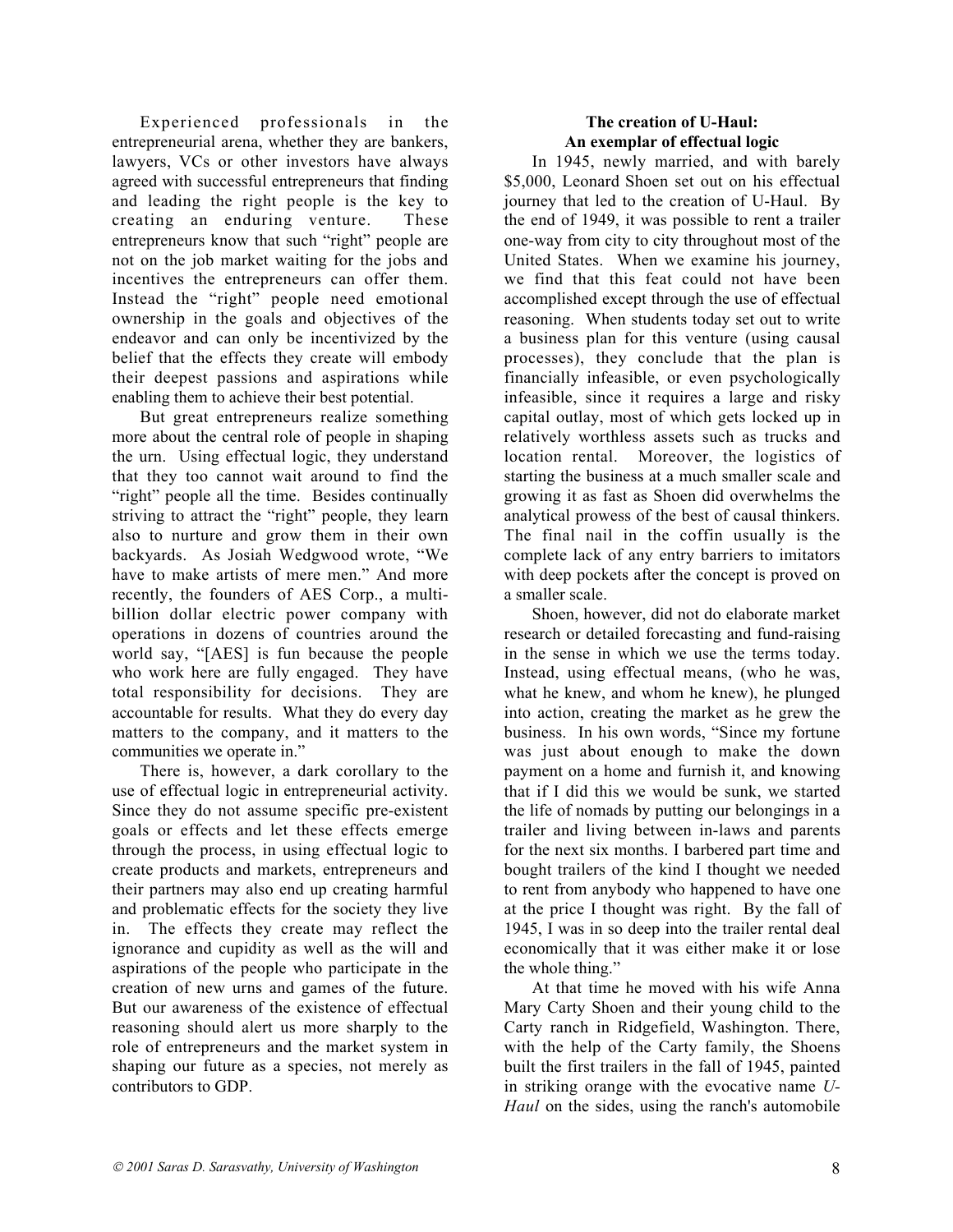Experienced professionals in the entrepreneurial arena, whether they are bankers, lawyers, VCs or other investors have always agreed with successful entrepreneurs that finding and leading the right people is the key to creating an enduring venture. These entrepreneurs know that such "right" people are not on the job market waiting for the jobs and incentives the entrepreneurs can offer them. Instead the "right" people need emotional ownership in the goals and objectives of the endeavor and can only be incentivized by the belief that the effects they create will embody their deepest passions and aspirations while enabling them to achieve their best potential.

But great entrepreneurs realize something more about the central role of people in shaping the urn. Using effectual logic, they understand that they too cannot wait around to find the "right" people all the time. Besides continually striving to attract the "right" people, they learn also to nurture and grow them in their own backyards. As Josiah Wedgwood wrote, "We have to make artists of mere men." And more recently, the founders of AES Corp., a multi-billion dollar electric power company with operations in dozens of countries around the world say, "[AES] is fun because the people who work here are fully engaged. They have total responsibility for decisions. They are accountable for results. What they do every day matters to the company, and it matters to the communities we operate in."

There is, however, a dark corollary to the use of effectual logic in entrepreneurial activity. Since they do not assume specific pre-existent goals or effects and let these effects emerge through the process, in using effectual logic to create products and markets, entrepreneurs and their partners may also end up creating harmful and problematic effects for the society they live in. The effects they create may reflect the ignorance and cupidity as well as the will and aspirations of the people who participate in the creation of new urns and games of the future. But our awareness of the existence of effectual reasoning should alert us more sharply to the role of entrepreneurs and the market system in shaping our future as a species, not merely as contributors to GDP.

## The creation of U-Haul: An exemplar of effectual logic

In 1945, newly married, and with barely $5,000, Leonard Shoen set out on his effectual journey that led to the creation of U-Haul. By the end of 1949, it was possible to rent a trailer one-way from city to city throughout most of the United States. When we examine his journey, we find that this feat could not have been accomplished except through the use of effectual reasoning. When students today set out to write a business plan for this venture (using causal processes), they conclude that the plan is financially infeasible, or even psychologically infeasible, since it requires a large and risky capital outlay, most of which gets locked up in relatively worthless assets such as trucks and location rental. Moreover, the logistics of starting the business at a much smaller scale and growing it as fast as Shoen did overwhelms the analytical prowess of the best of causal thinkers. The final nail in the coffin usually is the complete lack of any entry barriers to imitators with deep pockets after the concept is proved on a smaller scale.

Shoen, however, did not do elaborate market research or detailed forecasting and fund-raising in the sense in which we use the terms today. Instead, using effectual means, (who he was, what he knew, and whom he knew), he plunged into action, creating the market as he grew the business. In his own words, "Since my fortune was just about enough to make the down payment on a home and furnish it, and knowing that if I did this we would be sunk, we started the life of nomads by putting our belongings in a trailer and living between in-laws and parents for the next six months. I barbered part time and bought trailers of the kind I thought we needed to rent from anybody who happened to have one at the price I thought was right. By the fall of 1945, I was in so deep into the trailer rental deal economically that it was either make it or lose the whole thing."

At that time he moved with his wife Anna Mary Carty Shoen and their young child to the Carty ranch in Ridgefield, Washington. There, with the help of the Carty family, the Shoens built the first trailers in the fall of 1945, painted in striking orange with the evocative name *U-Haul* on the sides, using the ranch's automobile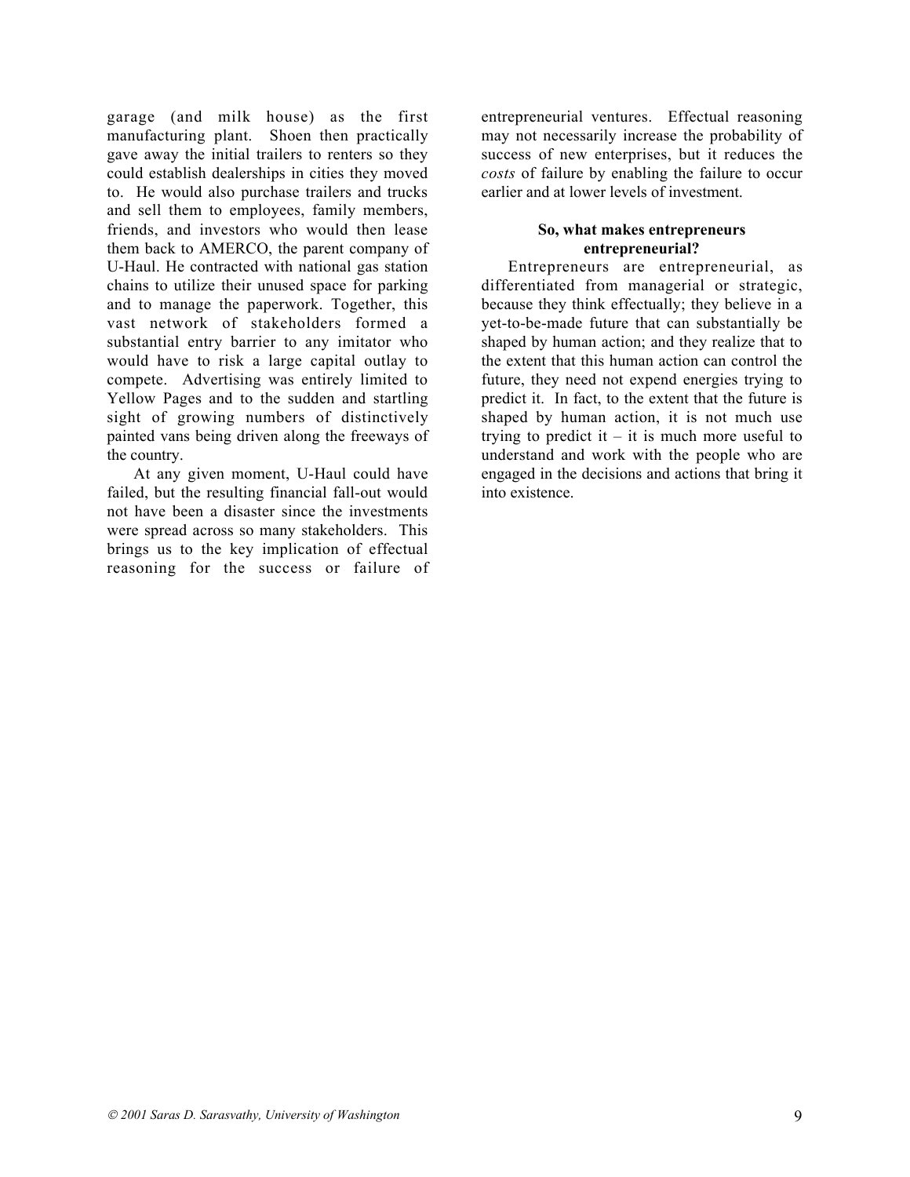garage (and milk house) as the first manufacturing plant. Shoen then practically gave away the initial trailers to renters so they could establish dealerships in cities they moved to. He would also purchase trailers and trucks and sell them to employees, family members, friends, and investors who would then lease them back to AMERCO, the parent company of U-Haul. He contracted with national gas station chains to utilize their unused space for parking and to manage the paperwork. Together, this vast network of stakeholders formed a substantial entry barrier to any imitator who would have to risk a large capital outlay to compete. Advertising was entirely limited to Yellow Pages and to the sudden and startling sight of growing numbers of distinctively painted vans being driven along the freeways of the country.

At any given moment, U-Haul could have failed, but the resulting financial fall-out would not have been a disaster since the investments were spread across so many stakeholders. This brings us to the key implication of effectual reasoning for the success or failure of entrepreneurial ventures. Effectual reasoning may not necessarily increase the probability of success of new enterprises, but it reduces the *costs* of failure by enabling the failure to occur earlier and at lower levels of investment.

### So, what makes entrepreneurs entrepreneurial?

Entrepreneurs are entrepreneurial, as differentiated from managerial or strategic, because they think effectually; they believe in a yet-to-be-made future that can substantially be shaped by human action; and they realize that to the extent that this human action can control the future, they need not expend energies trying to predict it. In fact, to the extent that the future is shaped by human action, it is not much use trying to predict it – it is much more useful to understand and work with the people who are engaged in the decisions and actions that bring it into existence.

© 2001 Saras D. Sarasvathy, University of Washington